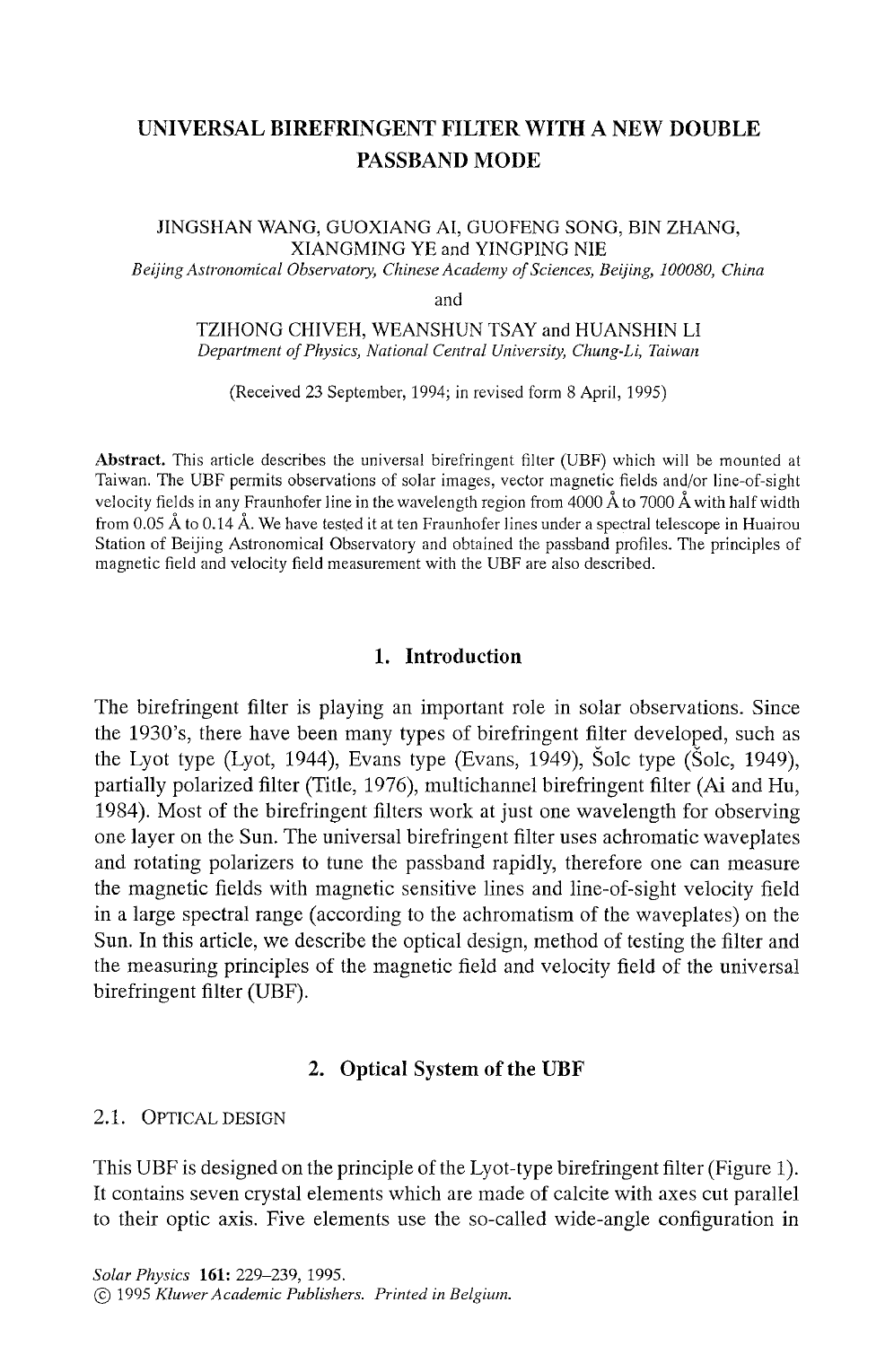# UNIVERSAL BIREFRINGENT FILTER WITH A NEW DOUBLE PASSBAND MODE

JINGSHAN WANG, GUOXIANG AI, GUOFENG SONG, BIN ZHANG, XIANGMING YE and YINGPING NIE

*Beijing Astronomical Observatory, Chinese Academy of Sciences, Beijing, 100080, China*

and

TZIHONG CHIVEH, WEANSHUN TSAY and HUANSHIN LI

*Department of Physics, National Central University, Chung-Li, Taiwan*

(Received 23 September, 1994; in revised form 8 April, 1995)

**Abstract.** This article describes the universal birefringent filter (UBF) which will be mounted at Taiwan. The UBF permits observations of solar images, vector magnetic fields and/or line-of-sight velocity fields in any Fraunhofer line in the wavelength region from 4000 Å to 7000 Å with half width from 0.05 Å to 0.14 Å. We have tested it at ten Fraunhofer lines under a spectral telescope in Huairou Station of Beijing Astronomical Observatory and obtained the passband profiles. The principles of magnetic field and velocity field measurement with the UBF are also described.

## 1. Introduction

The birefringent filter is playing an important role in solar observations. Since the 1930's, there have been many types of birefringent filter developed, such as the Lyot type (Lyot, 1944), Evans type (Evans, 1949), Šolc type (Šolc, 1949), partially polarized filter (Title, 1976), multichannel birefringent filter (Ai and Hu, 1984). Most of the birefringent filters work at just one wavelength for observing one layer on the Sun. The universal birefringent filter uses achromatic waveplates and rotating polarizers to tune the passband rapidly, therefore one can measure the magnetic fields with magnetic sensitive lines and line-of-sight velocity field in a large spectral range (according to the achromatism of the waveplates) on the Sun. In this article, we describe the optical design, method of testing the filter and the measuring principles of the magnetic field and velocity field of the universal birefringent filter (UBF).

## 2. Optical System of the UBF

### 2.1. Optical Design

This UBF is designed on the principle of the Lyot-type birefringent filter (Figure 1). It contains seven crystal elements which are made of calcite with axes cut parallel to their optic axis. Five elements use the so-called wide-angle configuration in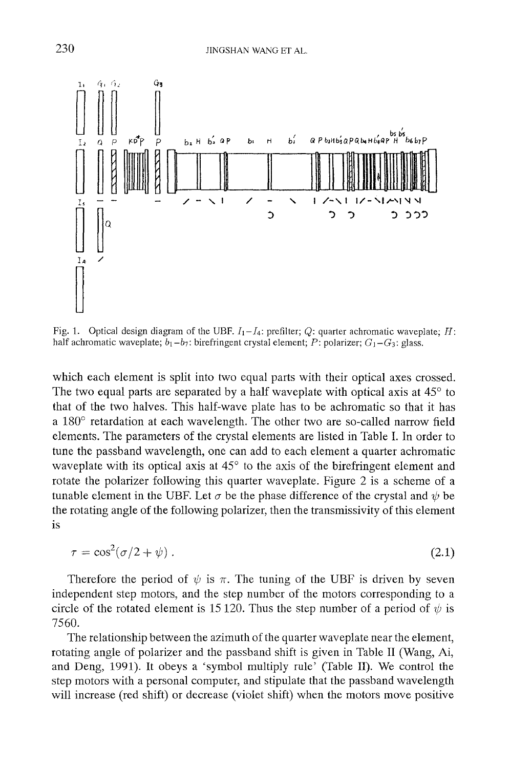Fig. 1. Optical design diagram of the UBF. $I_1$–$I_4$: prefilter; $Q$: quarter achromatic waveplate; $H$: half achromatic waveplate; $b_1$–$b_7$: birefringent crystal element; $P$: polarizer; $G_1$–$G_3$: glass.

which each element is split into two equal parts with their optical axes crossed. The two equal parts are separated by a half waveplate with optical axis at 45° to that of the two halves. This half-wave plate has to be achromatic so that it has a 180° retardation at each wavelength. The other two are so-called narrow field elements. The parameters of the crystal elements are listed in Table I. In order to tune the passband wavelength, one can add to each element a quarter achromatic waveplate with its optical axis at 45° to the axis of the birefringent element and rotate the polarizer following this quarter waveplate. Figure 2 is a scheme of a tunable element in the UBF. Let $\sigma$ be the phase difference of the crystal and $\psi$ be the rotating angle of the following polarizer, then the transmissivity of this element is

$$\tau = \cos^2(\sigma/2 + \psi)\,. \tag{2.1}$$

Therefore the period of $\psi$ is $\pi$. The tuning of the UBF is driven by seven independent step motors, and the step number of the motors corresponding to a circle of the rotated element is 15 120. Thus the step number of a period of $\psi$ is 7560.

The relationship between the azimuth of the quarter waveplate near the element, rotating angle of polarizer and the passband shift is given in Table II (Wang, Ai, and Deng, 1991). It obeys a 'symbol multiply rule' (Table II). We control the step motors with a personal computer, and stipulate that the passband wavelength will increase (red shift) or decrease (violet shift) when the motors move positive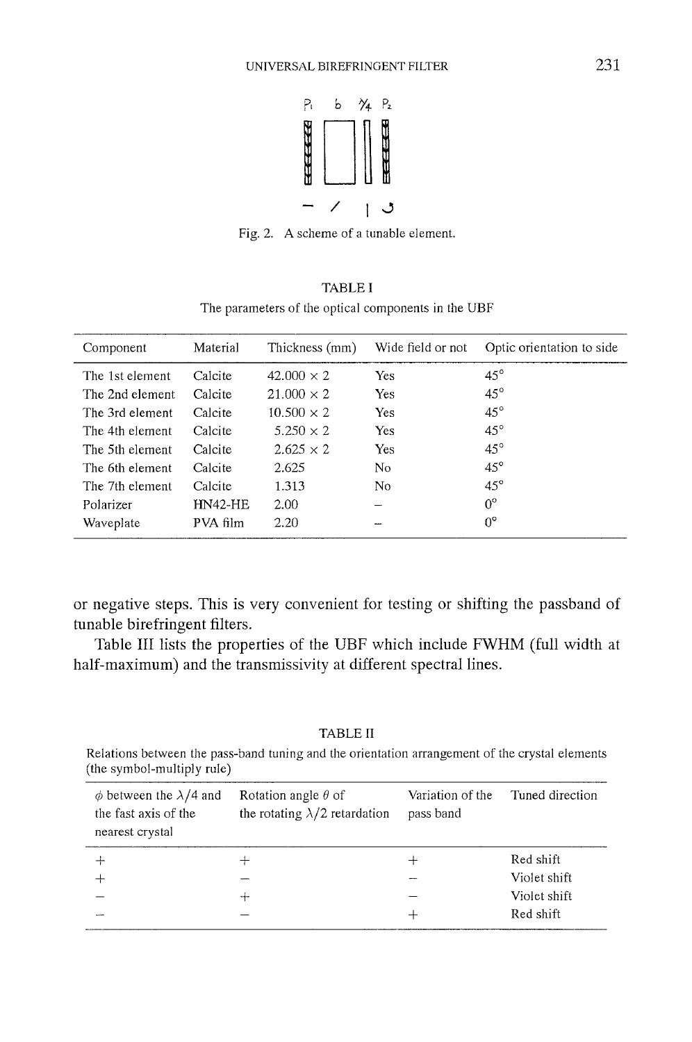Fig. 2. A scheme of a tunable element.

TABLE I

The parameters of the optical components in the UBF

| Component | Material | Thickness (mm) | Wide field or not | Optic orientation to side |
|---|---|---|---|---|
| The 1st element | Calcite | 42.000 × 2 | Yes | 45° |
| The 2nd element | Calcite | 21.000 × 2 | Yes | 45° |
| The 3rd element | Calcite | 10.500 × 2 | Yes | 45° |
| The 4th element | Calcite | 5.250 × 2 | Yes | 45° |
| The 5th element | Calcite | 2.625 × 2 | Yes | 45° |
| The 6th element | Calcite | 2.625 | No | 45° |
| The 7th element | Calcite | 1.313 | No | 45° |
| Polarizer | HN42-HE | 2.00 | – | 0° |
| Waveplate | PVA film | 2.20 | – | 0° |

or negative steps. This is very convenient for testing or shifting the passband of tunable birefringent filters.

Table III lists the properties of the UBF which include FWHM (full width at half-maximum) and the transmissivity at different spectral lines.

TABLE II

Relations between the pass-band tuning and the orientation arrangement of the crystal elements (the symbol-multiply rule)

| $\phi$ between the $\lambda/4$ and the fast axis of the nearest crystal | Rotation angle $\theta$ of the rotating $\lambda/2$ retardation | Variation of the pass band | Tuned direction |
|---|---|---|---|
| + | + | + | Red shift |
| + | – | – | Violet shift |
| – | + | – | Violet shift |
| – | – | + | Red shift |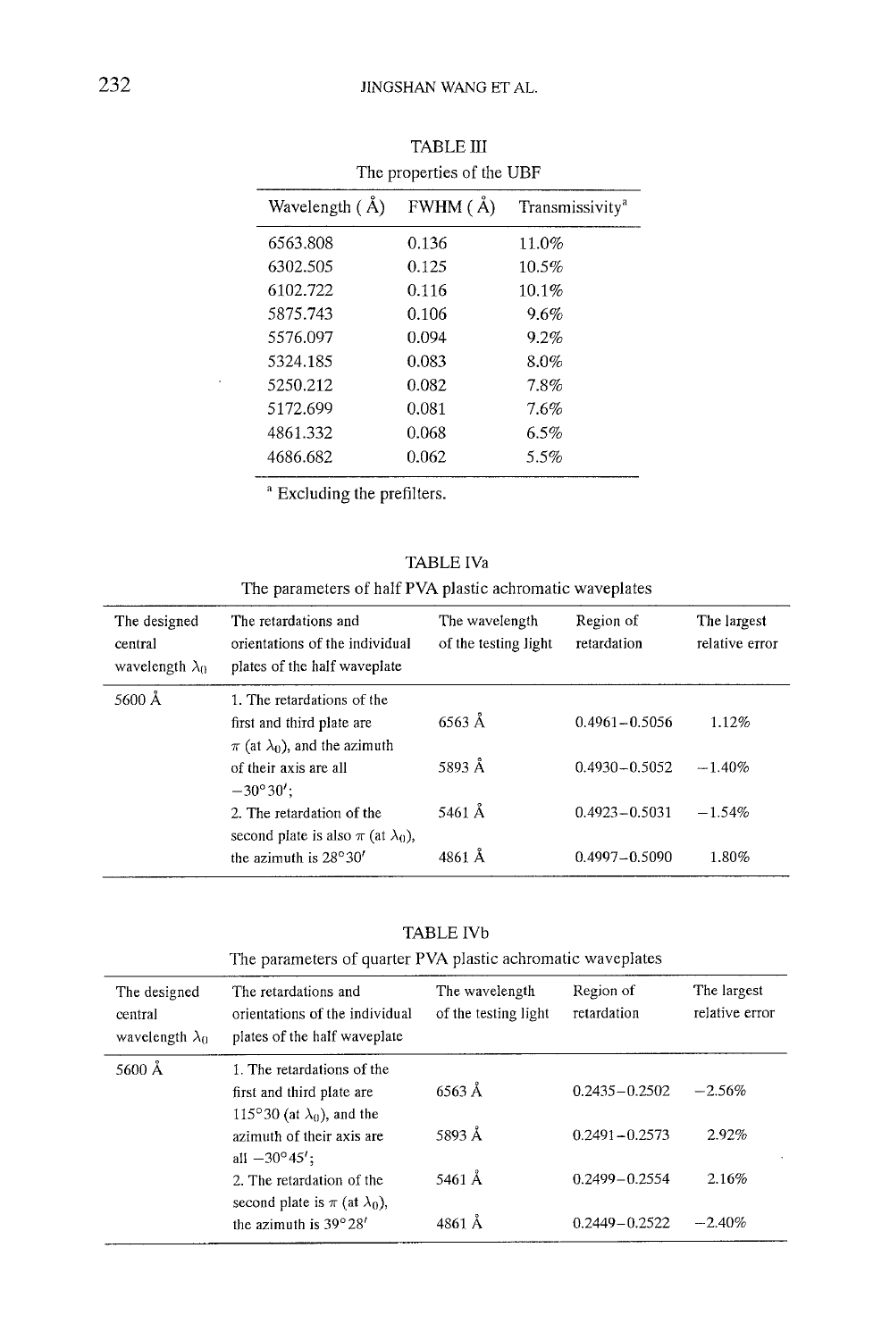TABLE III

The properties of the UBF

| Wavelength ( Å) | FWHM ( Å) | Transmissivity[a] |
|---|---|---|
| 6563.808 | 0.136 | 11.0% |
| 6302.505 | 0.125 | 10.5% |
| 6102.722 | 0.116 | 10.1% |
| 5875.743 | 0.106 | 9.6% |
| 5576.097 | 0.094 | 9.2% |
| 5324.185 | 0.083 | 8.0% |
| 5250.212 | 0.082 | 7.8% |
| 5172.699 | 0.081 | 7.6% |
| 4861.332 | 0.068 | 6.5% |
| 4686.682 | 0.062 | 5.5% |

[a] Excluding the prefilters.

TABLE IVa

The parameters of half PVA plastic achromatic waveplates

| The designed central wavelength $\lambda_0$ | The retardations and orientations of the individual plates of the half waveplate | The wavelength of the testing light | Region of retardation | The largest relative error |
|---|---|---|---|---|
| 5600 Å | 1. The retardations of the first and third plate are $\pi$ (at $\lambda_0$), and the azimuth | 6563 Å | 0.4961–0.5056 | 1.12% |
| | of their axis are all $-30°30'$; | 5893 Å | 0.4930–0.5052 | −1.40% |
| | 2. The retardation of the second plate is also $\pi$ (at $\lambda_0$), | 5461 Å | 0.4923–0.5031 | −1.54% |
| | the azimuth is $28°30'$ | 4861 Å | 0.4997–0.5090 | 1.80% |

TABLE IVb

The parameters of quarter PVA plastic achromatic waveplates

| The designed central wavelength $\lambda_0$ | The retardations and orientations of the individual plates of the half waveplate | The wavelength of the testing light | Region of retardation | The largest relative error |
|---|---|---|---|---|
| 5600 Å | 1. The retardations of the first and third plate are $115°30$ (at $\lambda_0$), and the | 6563 Å | 0.2435–0.2502 | −2.56% |
| | azimuth of their axis are all $-30°45'$; | 5893 Å | 0.2491–0.2573 | 2.92% |
| | 2. The retardation of the second plate is $\pi$ (at $\lambda_0$), | 5461 Å | 0.2499–0.2554 | 2.16% |
| | the azimuth is $39°28'$ | 4861 Å | 0.2449–0.2522 | −2.40% |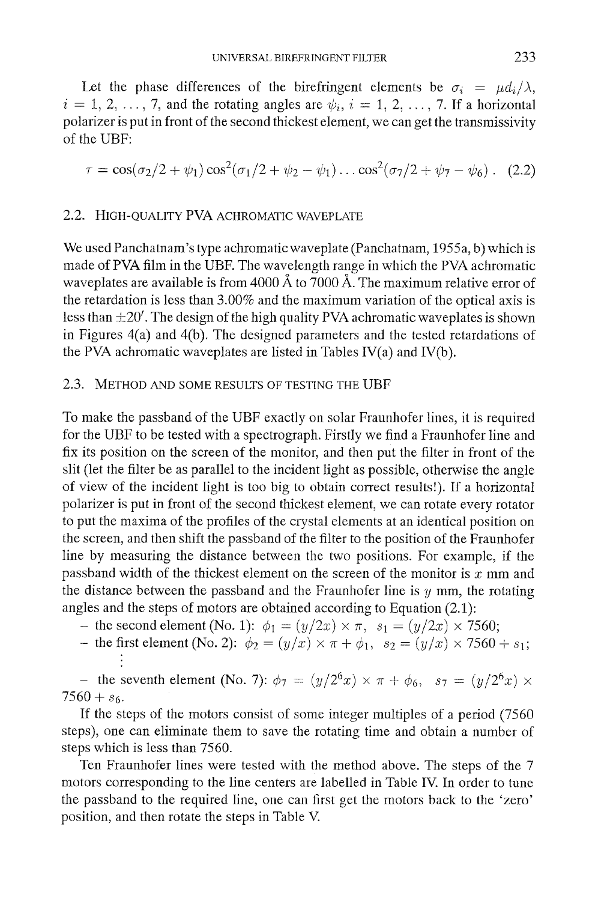Let the phase differences of the birefringent elements be $\sigma_i = \mu d_i/\lambda$, $i = 1, 2, \ldots, 7$, and the rotating angles are $\psi_i$, $i = 1, 2, \ldots, 7$. If a horizontal polarizer is put in front of the second thickest element, we can get the transmissivity of the UBF:

$$\tau = \cos(\sigma_2/2 + \psi_1)\cos^2(\sigma_1/2 + \psi_2 - \psi_1)\ldots\cos^2(\sigma_7/2 + \psi_7 - \psi_6)\,. \quad (2.2)$$

### 2.2. High-quality PVA achromatic waveplate

We used Panchatnam's type achromatic waveplate (Panchatnam, 1955a, b) which is made of PVA film in the UBF. The wavelength range in which the PVA achromatic waveplates are available is from 4000 Å to 7000 Å. The maximum relative error of the retardation is less than 3.00% and the maximum variation of the optical axis is less than $\pm 20'$. The design of the high quality PVA achromatic waveplates is shown in Figures 4(a) and 4(b). The designed parameters and the tested retardations of the PVA achromatic waveplates are listed in Tables IV(a) and IV(b).

### 2.3. Method and some results of testing the UBF

To make the passband of the UBF exactly on solar Fraunhofer lines, it is required for the UBF to be tested with a spectrograph. Firstly we find a Fraunhofer line and fix its position on the screen of the monitor, and then put the filter in front of the slit (let the filter be as parallel to the incident light as possible, otherwise the angle of view of the incident light is too big to obtain correct results!). If a horizontal polarizer is put in front of the second thickest element, we can rotate every rotator to put the maxima of the profiles of the crystal elements at an identical position on the screen, and then shift the passband of the filter to the position of the Fraunhofer line by measuring the distance between the two positions. For example, if the passband width of the thickest element on the screen of the monitor is $x$ mm and the distance between the passband and the Fraunhofer line is $y$ mm, the rotating angles and the steps of motors are obtained according to Equation (2.1):

- the second element (No. 1): $\phi_1 = (y/2x) \times \pi$, $s_1 = (y/2x) \times 7560$;
- the first element (No. 2): $\phi_2 = (y/x) \times \pi + \phi_1$, $s_2 = (y/x) \times 7560 + s_1$;

$\vdots$

- the seventh element (No. 7): $\phi_7 = (y/2^6 x) \times \pi + \phi_6$, $s_7 = (y/2^6 x) \times 7560 + s_6$.

If the steps of the motors consist of some integer multiples of a period (7560 steps), one can eliminate them to save the rotating time and obtain a number of steps which is less than 7560.

Ten Fraunhofer lines were tested with the method above. The steps of the 7 motors corresponding to the line centers are labelled in Table IV. In order to tune the passband to the required line, one can first get the motors back to the 'zero' position, and then rotate the steps in Table V.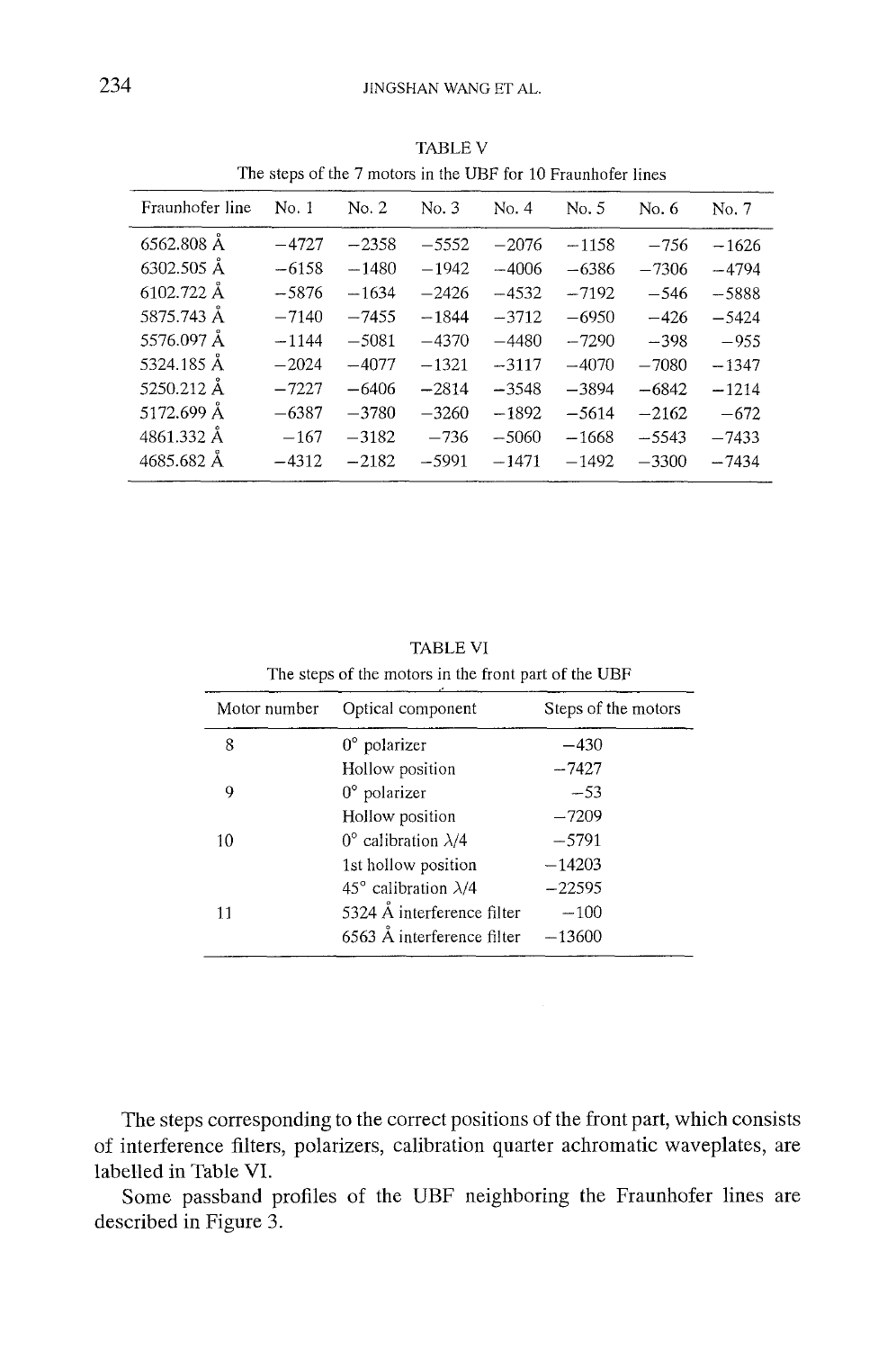TABLE V

The steps of the 7 motors in the UBF for 10 Fraunhofer lines

| Fraunhofer line | No. 1 | No. 2 | No. 3 | No. 4 | No. 5 | No. 6 | No. 7 |
|---|---|---|---|---|---|---|---|
| 6562.808 Å | −4727 | −2358 | −5552 | −2076 | −1158 | −756 | −1626 |
| 6302.505 Å | −6158 | −1480 | −1942 | −4006 | −6386 | −7306 | −4794 |
| 6102.722 Å | −5876 | −1634 | −2426 | −4532 | −7192 | −546 | −5888 |
| 5875.743 Å | −7140 | −7455 | −1844 | −3712 | −6950 | −426 | −5424 |
| 5576.097 Å | −1144 | −5081 | −4370 | −4480 | −7290 | −398 | −955 |
| 5324.185 Å | −2024 | −4077 | −1321 | −3117 | −4070 | −7080 | −1347 |
| 5250.212 Å | −7227 | −6406 | −2814 | −3548 | −3894 | −6842 | −1214 |
| 5172.699 Å | −6387 | −3780 | −3260 | −1892 | −5614 | −2162 | −672 |
| 4861.332 Å | −167 | −3182 | −736 | −5060 | −1668 | −5543 | −7433 |
| 4685.682 Å | −4312 | −2182 | −5991 | −1471 | −1492 | −3300 | −7434 |

TABLE VI

The steps of the motors in the front part of the UBF

| Motor number | Optical component | Steps of the motors |
|---|---|---|
| 8 | 0° polarizer | −430 |
| | Hollow position | −7427 |
| 9 | 0° polarizer | −53 |
| | Hollow position | −7209 |
| 10 | 0° calibration $\lambda/4$ | −5791 |
| | 1st hollow position | −14203 |
| | 45° calibration $\lambda/4$ | −22595 |
| 11 | 5324 Å interference filter | −100 |
| | 6563 Å interference filter | −13600 |

The steps corresponding to the correct positions of the front part, which consists of interference filters, polarizers, calibration quarter achromatic waveplates, are labelled in Table VI.

Some passband profiles of the UBF neighboring the Fraunhofer lines are described in Figure 3.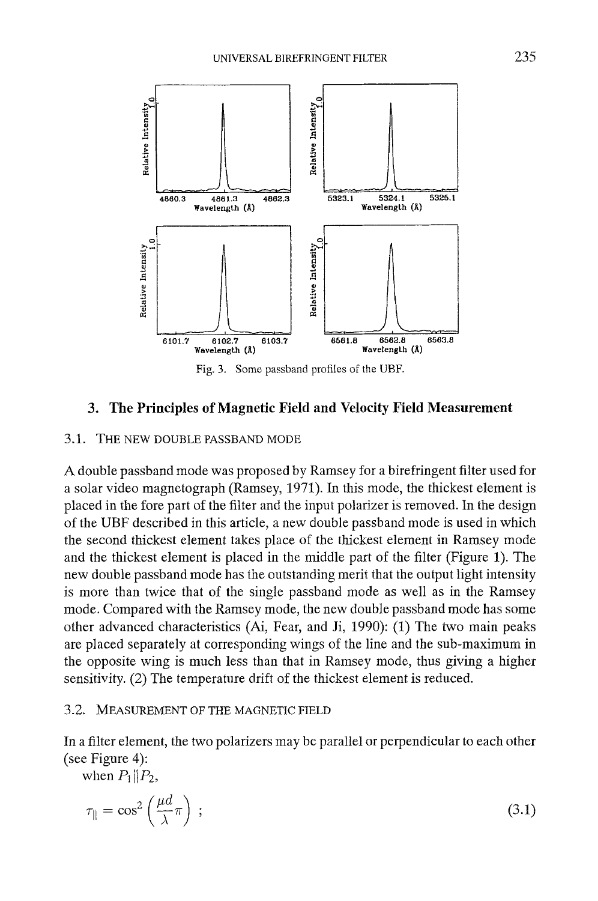Fig. 3. Some passband profiles of the UBF.

## 3. The Principles of Magnetic Field and Velocity Field Measurement

### 3.1. The New Double Passband Mode

A double passband mode was proposed by Ramsey for a birefringent filter used for a solar video magnetograph (Ramsey, 1971). In this mode, the thickest element is placed in the fore part of the filter and the input polarizer is removed. In the design of the UBF described in this article, a new double passband mode is used in which the second thickest element takes place of the thickest element in Ramsey mode and the thickest element is placed in the middle part of the filter (Figure 1). The new double passband mode has the outstanding merit that the output light intensity is more than twice that of the single passband mode as well as in the Ramsey mode. Compared with the Ramsey mode, the new double passband mode has some other advanced characteristics (Ai, Fear, and Ji, 1990): (1) The two main peaks are placed separately at corresponding wings of the line and the sub-maximum in the opposite wing is much less than that in Ramsey mode, thus giving a higher sensitivity. (2) The temperature drift of the thickest element is reduced.

### 3.2. Measurement of the Magnetic Field

In a filter element, the two polarizers may be parallel or perpendicular to each other (see Figure 4):

when $P_1 \| P_2$,

$$\tau_{\|} = \cos^2\left(\frac{\mu d}{\lambda}\pi\right) ; \tag{3.1}$$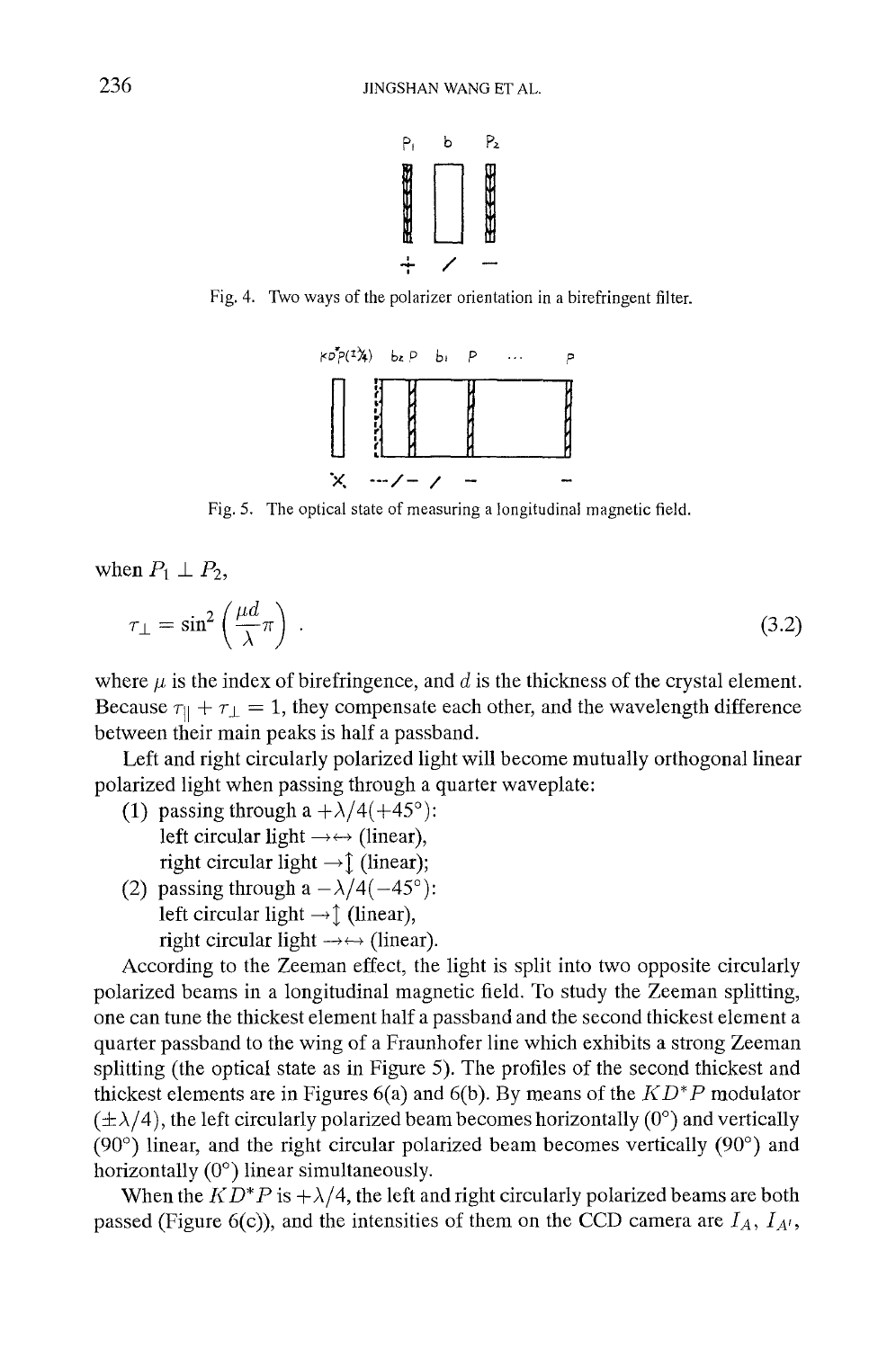Fig. 4. Two ways of the polarizer orientation in a birefringent filter.

Fig. 5. The optical state of measuring a longitudinal magnetic field.

when $P_1 \perp P_2$,

$$\tau_{\perp} = \sin^2\left(\frac{\mu d}{\lambda}\pi\right) . \tag{3.2}$$

where $\mu$ is the index of birefringence, and $d$ is the thickness of the crystal element. Because $\tau_{\parallel} + \tau_{\perp} = 1$, they compensate each other, and the wavelength difference between their main peaks is half a passband.

Left and right circularly polarized light will become mutually orthogonal linear polarized light when passing through a quarter waveplate:

(1) passing through a $+\lambda/4(+45°)$:
  left circular light $\rightarrow\leftrightarrow$ (linear),
  right circular light $\rightarrow\updownarrow$ (linear);

(2) passing through a $-\lambda/4(-45°)$:
  left circular light $\rightarrow\updownarrow$ (linear),
  right circular light $\rightarrow\leftrightarrow$ (linear).

According to the Zeeman effect, the light is split into two opposite circularly polarized beams in a longitudinal magnetic field. To study the Zeeman splitting, one can tune the thickest element half a passband and the second thickest element a quarter passband to the wing of a Fraunhofer line which exhibits a strong Zeeman splitting (the optical state as in Figure 5). The profiles of the second thickest and thickest elements are in Figures 6(a) and 6(b). By means of the $KD^*P$ modulator $(\pm\lambda/4)$, the left circularly polarized beam becomes horizontally (0°) and vertically (90°) linear, and the right circular polarized beam becomes vertically (90°) and horizontally (0°) linear simultaneously.

When the $KD^*P$ is $+\lambda/4$, the left and right circularly polarized beams are both passed (Figure 6(c)), and the intensities of them on the CCD camera are $I_A$, $I_{A'}$,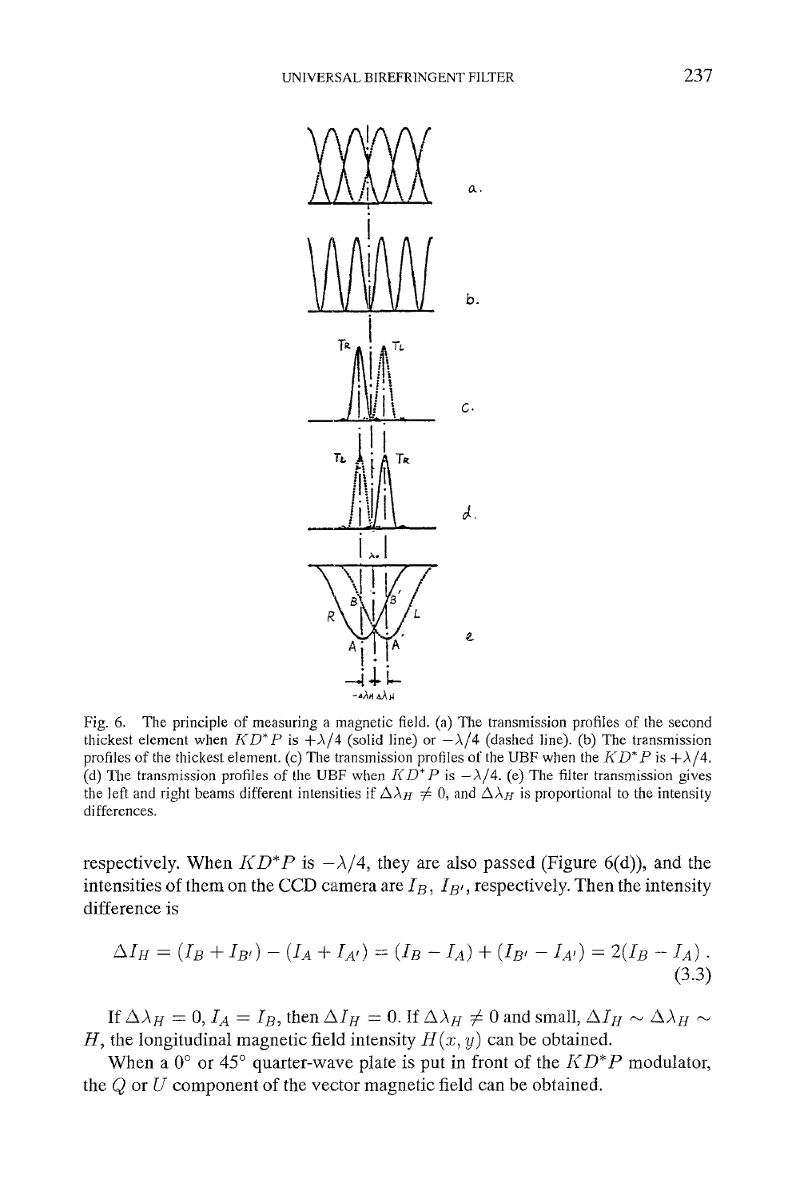Fig. 6. The principle of measuring a magnetic field. (a) The transmission profiles of the second thickest element when $KD^*P$ is $+\lambda/4$ (solid line) or $-\lambda/4$ (dashed line). (b) The transmission profiles of the thickest element. (c) The transmission profiles of the UBF when the $KD^*P$ is $+\lambda/4$. (d) The transmission profiles of the UBF when $KD^*P$ is $-\lambda/4$. (e) The filter transmission gives the left and right beams different intensities if $\Delta\lambda_H \neq 0$, and $\Delta\lambda_H$ is proportional to the intensity differences.

respectively. When $KD^*P$ is $-\lambda/4$, they are also passed (Figure 6(d)), and the intensities of them on the CCD camera are $I_B$, $I_{B'}$, respectively. Then the intensity difference is

$$\Delta I_H = (I_B + I_{B'}) - (I_A + I_{A'}) = (I_B - I_A) + (I_{B'} - I_{A'}) = 2(I_B - I_A) . \tag{3.3}$$

If $\Delta\lambda_H = 0$, $I_A = I_B$, then $\Delta I_H = 0$. If $\Delta\lambda_H \neq 0$ and small, $\Delta I_H \sim \Delta\lambda_H \sim H$, the longitudinal magnetic field intensity $H(x, y)$ can be obtained.

When a 0° or 45° quarter-wave plate is put in front of the $KD^*P$ modulator, the $Q$ or $U$ component of the vector magnetic field can be obtained.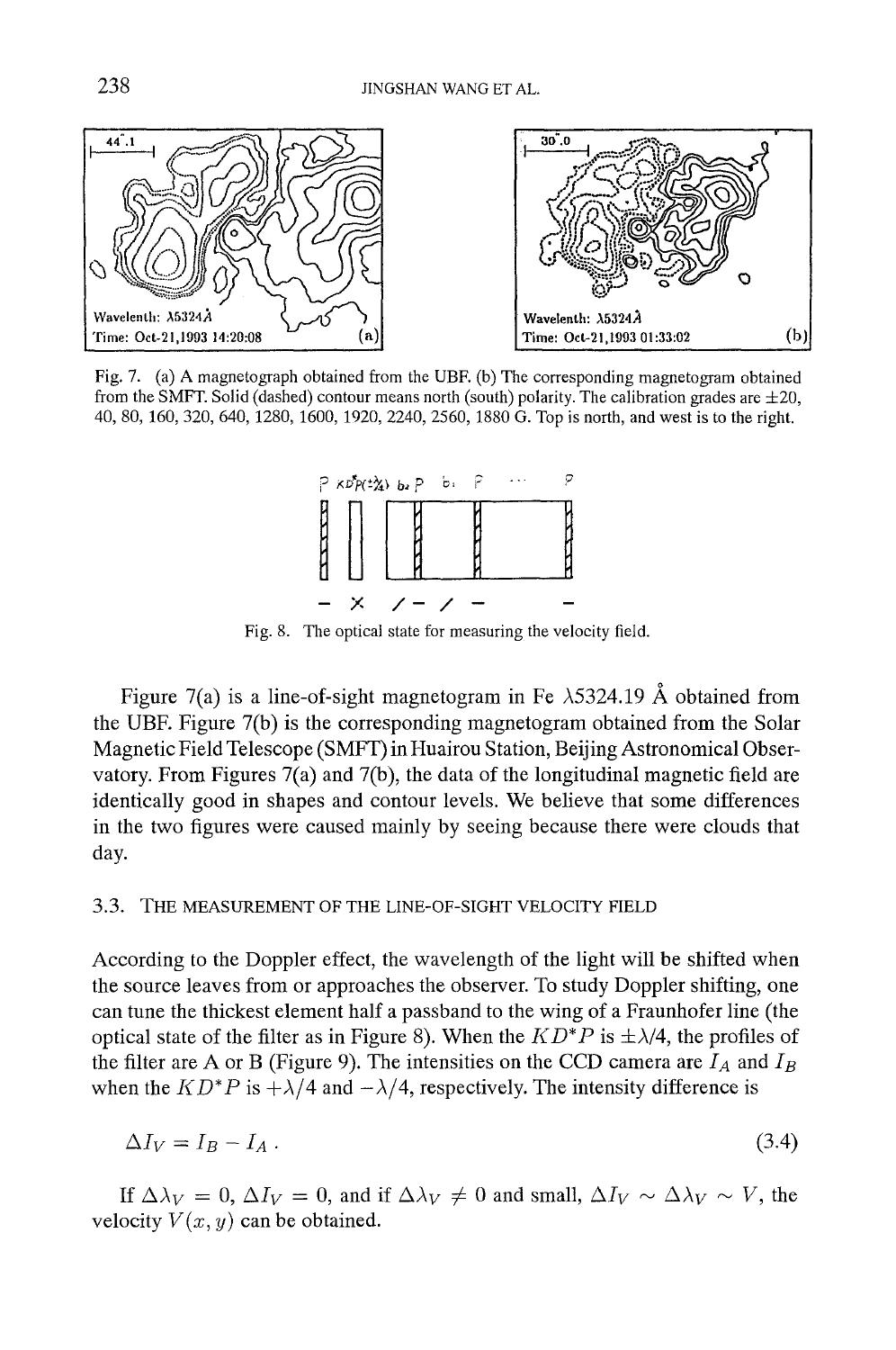Fig. 7. (a) A magnetograph obtained from the UBF. (b) The corresponding magnetogram obtained from the SMFT. Solid (dashed) contour means north (south) polarity. The calibration grades are ±20, 40, 80, 160, 320, 640, 1280, 1600, 1920, 2240, 2560, 1880 G. Top is north, and west is to the right.

Fig. 8. The optical state for measuring the velocity field.

Figure 7(a) is a line-of-sight magnetogram in Fe λ5324.19 Å obtained from the UBF. Figure 7(b) is the corresponding magnetogram obtained from the Solar Magnetic Field Telescope (SMFT) in Huairou Station, Beijing Astronomical Observatory. From Figures 7(a) and 7(b), the data of the longitudinal magnetic field are identically good in shapes and contour levels. We believe that some differences in the two figures were caused mainly by seeing because there were clouds that day.

### 3.3. The Measurement of the Line-of-Sight Velocity Field

According to the Doppler effect, the wavelength of the light will be shifted when the source leaves from or approaches the observer. To study Doppler shifting, one can tune the thickest element half a passband to the wing of a Fraunhofer line (the optical state of the filter as in Figure 8). When the $KD^*P$ is $\pm\lambda/4$, the profiles of the filter are A or B (Figure 9). The intensities on the CCD camera are $I_A$ and $I_B$ when the $KD^*P$ is $+\lambda/4$ and $-\lambda/4$, respectively. The intensity difference is

$$\Delta I_V = I_B - I_A \,. \tag{3.4}$$

If $\Delta\lambda_V = 0$, $\Delta I_V = 0$, and if $\Delta\lambda_V \neq 0$ and small, $\Delta I_V \sim \Delta\lambda_V \sim V$, the velocity $V(x, y)$ can be obtained.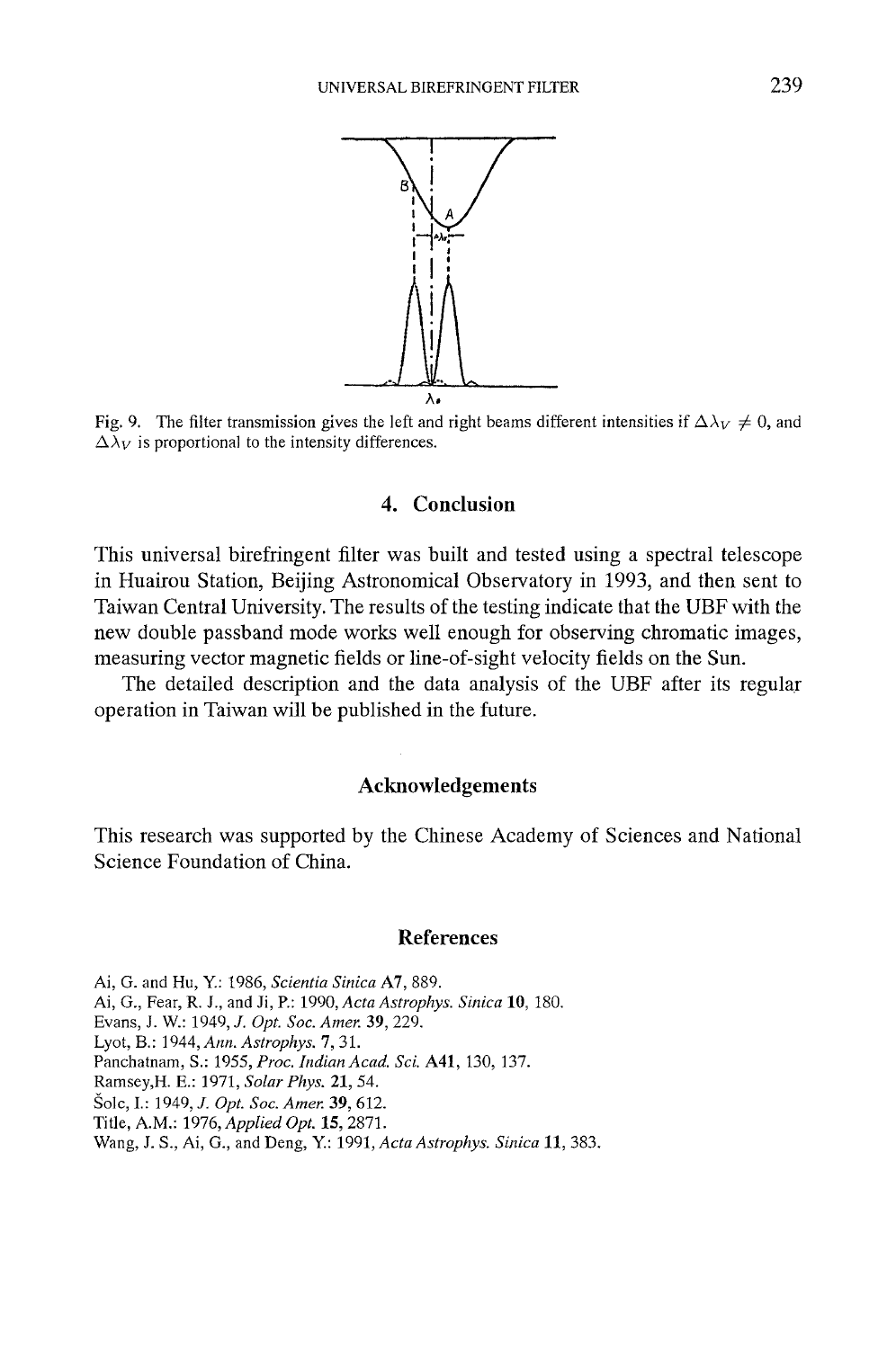B

A

$\lambda_0$

Fig. 9. The filter transmission gives the left and right beams different intensities if $\Delta\lambda_V \neq 0$, and $\Delta\lambda_V$ is proportional to the intensity differences.

## 4. Conclusion

This universal birefringent filter was built and tested using a spectral telescope in Huairou Station, Beijing Astronomical Observatory in 1993, and then sent to Taiwan Central University. The results of the testing indicate that the UBF with the new double passband mode works well enough for observing chromatic images, measuring vector magnetic fields or line-of-sight velocity fields on the Sun.

The detailed description and the data analysis of the UBF after its regular operation in Taiwan will be published in the future.

## Acknowledgements

This research was supported by the Chinese Academy of Sciences and National Science Foundation of China.

## References

Ai, G. and Hu, Y.: 1986, *Scientia Sinica* **A7**, 889.
Ai, G., Fear, R. J., and Ji, P.: 1990, *Acta Astrophys. Sinica* **10**, 180.
Evans, J. W.: 1949, *J. Opt. Soc. Amer.* **39**, 229.
Lyot, B.: 1944, *Ann. Astrophys.* **7**, 31.
Panchatnam, S.: 1955, *Proc. Indian Acad. Sci.* **A41**, 130, 137.
Ramsey,H. E.: 1971, *Solar Phys.* **21**, 54.
Šolc, I.: 1949, *J. Opt. Soc. Amer.* **39**, 612.
Title, A.M.: 1976, *Applied Opt.* **15**, 2871.
Wang, J. S., Ai, G., and Deng, Y.: 1991, *Acta Astrophys. Sinica* **11**, 383.